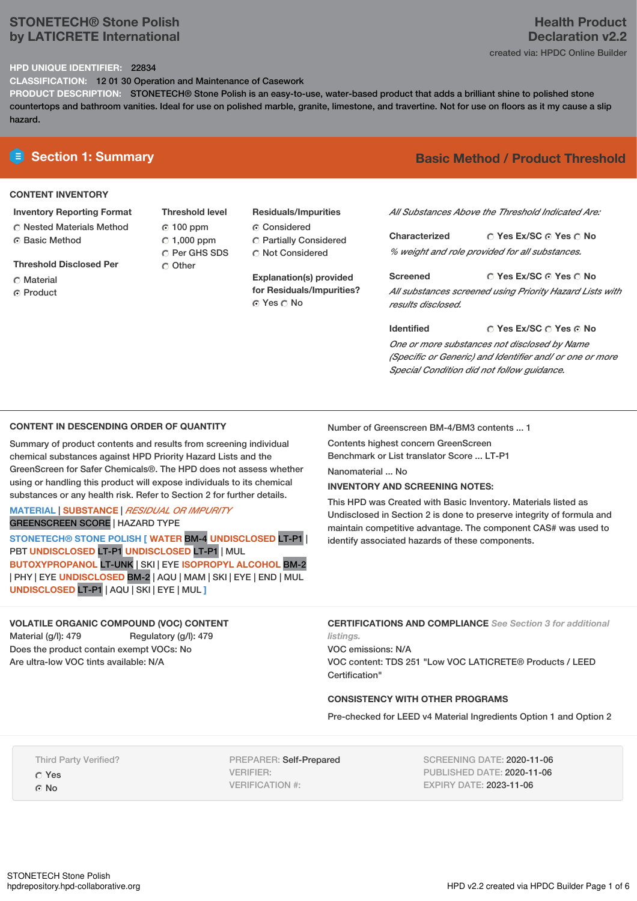# STONETECH® Stone Polish
by LATICRETE International

**Health Product Declaration v2.2**
created via: HPDC Online Builder

**HPD UNIQUE IDENTIFIER:** 22834
**CLASSIFICATION:** 12 01 30 Operation and Maintenance of Casework
**PRODUCT DESCRIPTION:** STONETECH® Stone Polish is an easy-to-use, water-based product that adds a brilliant shine to polished stone countertops and bathroom vanities. Ideal for use on polished marble, granite, limestone, and travertine. Not for use on floors as it my cause a slip hazard.

## Section 1: Summary

**Basic Method / Product Threshold**

### CONTENT INVENTORY

**Inventory Reporting Format**
- ○ Nested Materials Method
- ● Basic Method

**Threshold Disclosed Per**
- ○ Material
- ● Product

**Threshold level**
- ● 100 ppm
- ○ 1,000 ppm
- ○ Per GHS SDS
- ○ Other

**Residuals/Impurities**
- ● Considered
- ○ Partially Considered
- ○ Not Considered

**Explanation(s) provided for Residuals/Impurities?**
● Yes ○ No

*All Substances Above the Threshold Indicated Are:*

**Characterized** ○ Yes Ex/SC ● Yes ○ No
*% weight and role provided for all substances.*

**Screened** ○ Yes Ex/SC ● Yes ○ No
*All substances screened using Priority Hazard Lists with results disclosed.*

**Identified** ○ Yes Ex/SC ○ Yes ● No
*One or more substances not disclosed by Name (Specific or Generic) and Identifier and/ or one or more Special Condition did not follow guidance.*

### CONTENT IN DESCENDING ORDER OF QUANTITY

Summary of product contents and results from screening individual chemical substances against HPD Priority Hazard Lists and the GreenScreen for Safer Chemicals®. The HPD does not assess whether using or handling this product will expose individuals to its chemical substances or any health risk. Refer to Section 2 for further details.

MATERIAL | SUBSTANCE | *RESIDUAL OR IMPURITY*
GREENSCREEN SCORE | HAZARD TYPE

STONETECH® STONE POLISH [ WATER BM-4 UNDISCLOSED LT-P1 | PBT UNDISCLOSED LT-P1 UNDISCLOSED LT-P1 | MUL BUTOXYPROPANOL LT-UNK | SKI | EYE ISOPROPYL ALCOHOL BM-2 | PHY | EYE UNDISCLOSED BM-2 | AQU | MAM | SKI | EYE | END | MUL UNDISCLOSED LT-P1 | AQU | SKI | EYE | MUL ]

Number of Greenscreen BM-4/BM3 contents ... 1

Contents highest concern GreenScreen Benchmark or List translator Score ... LT-P1

Nanomaterial ... No

**INVENTORY AND SCREENING NOTES:**

This HPD was Created with Basic Inventory. Materials listed as Undisclosed in Section 2 is done to preserve integrity of formula and maintain competitive advantage. The component CAS# was used to identify associated hazards of these components.

### VOLATILE ORGANIC COMPOUND (VOC) CONTENT

Material (g/l): 479 Regulatory (g/l): 479
Does the product contain exempt VOCs: No
Are ultra-low VOC tints available: N/A

### CERTIFICATIONS AND COMPLIANCE *See Section 3 for additional listings.*

VOC emissions: N/A
VOC content: TDS 251 "Low VOC LATICRETE® Products / LEED Certification"

### CONSISTENCY WITH OTHER PROGRAMS

Pre-checked for LEED v4 Material Ingredients Option 1 and Option 2

Third Party Verified?
- ○ Yes
- ● No

PREPARER: Self-Prepared
VERIFIER:
VERIFICATION #:

SCREENING DATE: 2020-11-06
PUBLISHED DATE: 2020-11-06
EXPIRY DATE: 2023-11-06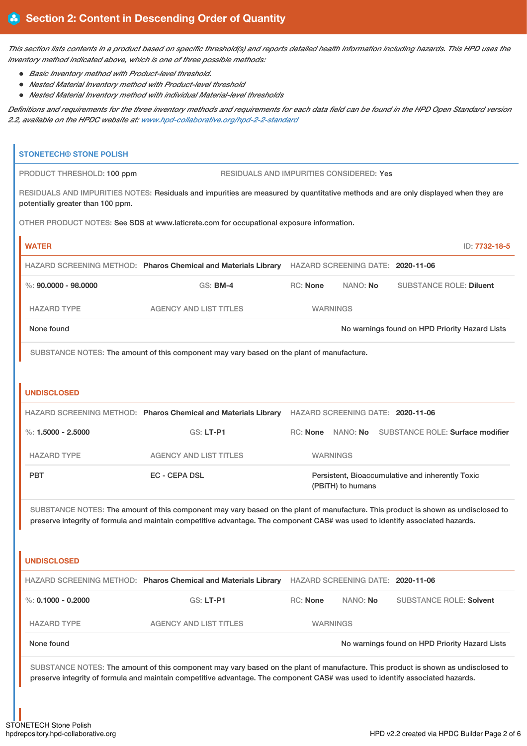## Section 2: Content in Descending Order of Quantity

*This section lists contents in a product based on specific threshold(s) and reports detailed health information including hazards. This HPD uses the inventory method indicated above, which is one of three possible methods:*

- *Basic Inventory method with Product-level threshold.*
- *Nested Material Inventory method with Product-level threshold*
- *Nested Material Inventory method with individual Material-level thresholds*

*Definitions and requirements for the three inventory methods and requirements for each data field can be found in the HPD Open Standard version 2.2, available on the HPDC website at: www.hpd-collaborative.org/hpd-2-2-standard*

### STONETECH® STONE POLISH

PRODUCT THRESHOLD: 100 ppm

RESIDUALS AND IMPURITIES CONSIDERED: Yes

RESIDUALS AND IMPURITIES NOTES: Residuals and impurities are measured by quantitative methods and are only displayed when they are potentially greater than 100 ppm.

OTHER PRODUCT NOTES: See SDS at www.laticrete.com for occupational exposure information.

#### WATER

ID: 7732-18-5

HAZARD SCREENING METHOD: **Pharos Chemical and Materials Library** HAZARD SCREENING DATE: **2020-11-06**

%: **90.0000 - 98.0000** GS: **BM-4** RC: **None** NANO: **No** SUBSTANCE ROLE: **Diluent**

| HAZARD TYPE | AGENCY AND LIST TITLES | WARNINGS |
|---|---|---|
| None found | | No warnings found on HPD Priority Hazard Lists |

SUBSTANCE NOTES: The amount of this component may vary based on the plant of manufacture.

#### UNDISCLOSED

HAZARD SCREENING METHOD: **Pharos Chemical and Materials Library** HAZARD SCREENING DATE: **2020-11-06**

%: **1.5000 - 2.5000** GS: **LT-P1** RC: **None** NANO: **No** SUBSTANCE ROLE: **Surface modifier**

| HAZARD TYPE | AGENCY AND LIST TITLES | WARNINGS |
|---|---|---|
| PBT | EC - CEPA DSL | Persistent, Bioaccumulative and inherently Toxic (PBiTH) to humans |

SUBSTANCE NOTES: The amount of this component may vary based on the plant of manufacture. This product is shown as undisclosed to preserve integrity of formula and maintain competitive advantage. The component CAS# was used to identify associated hazards.

#### UNDISCLOSED

HAZARD SCREENING METHOD: **Pharos Chemical and Materials Library** HAZARD SCREENING DATE: **2020-11-06**

%: **0.1000 - 0.2000** GS: **LT-P1** RC: **None** NANO: **No** SUBSTANCE ROLE: **Solvent**

| HAZARD TYPE | AGENCY AND LIST TITLES | WARNINGS |
|---|---|---|
| None found | | No warnings found on HPD Priority Hazard Lists |

SUBSTANCE NOTES: The amount of this component may vary based on the plant of manufacture. This product is shown as undisclosed to preserve integrity of formula and maintain competitive advantage. The component CAS# was used to identify associated hazards.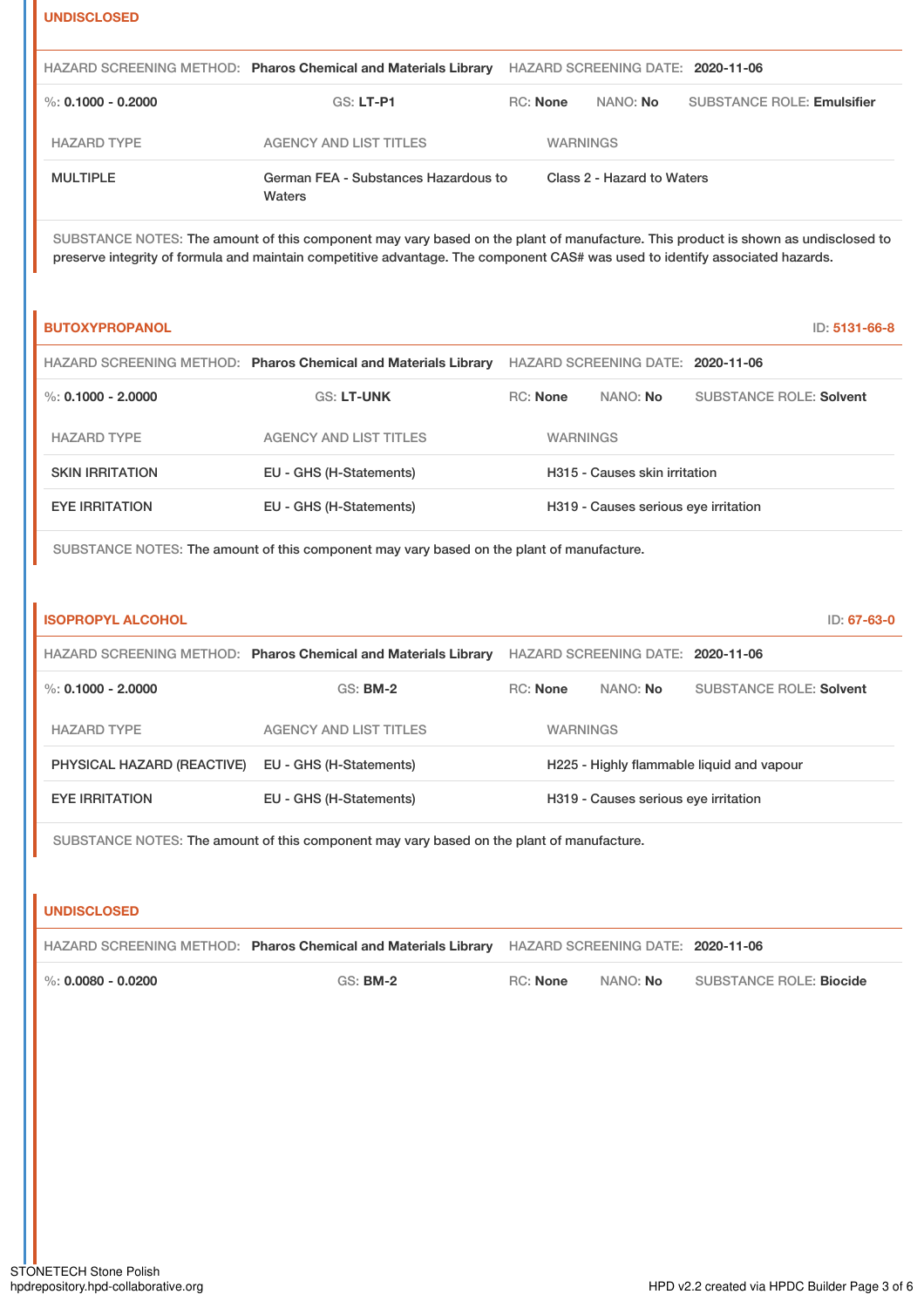## UNDISCLOSED

HAZARD SCREENING METHOD: **Pharos Chemical and Materials Library** HAZARD SCREENING DATE: **2020-11-06**

%: **0.1000 - 0.2000** GS: **LT-P1** RC: **None** NANO: **No** SUBSTANCE ROLE: **Emulsifier**

| HAZARD TYPE | AGENCY AND LIST TITLES | WARNINGS |
|---|---|---|
| MULTIPLE | German FEA - Substances Hazardous to Waters | Class 2 - Hazard to Waters |

SUBSTANCE NOTES: The amount of this component may vary based on the plant of manufacture. This product is shown as undisclosed to preserve integrity of formula and maintain competitive advantage. The component CAS# was used to identify associated hazards.

## BUTOXYPROPANOL

ID: **5131-66-8**

HAZARD SCREENING METHOD: **Pharos Chemical and Materials Library** HAZARD SCREENING DATE: **2020-11-06**

%: **0.1000 - 2.0000** GS: **LT-UNK** RC: **None** NANO: **No** SUBSTANCE ROLE: **Solvent**

| HAZARD TYPE | AGENCY AND LIST TITLES | WARNINGS |
|---|---|---|
| SKIN IRRITATION | EU - GHS (H-Statements) | H315 - Causes skin irritation |
| EYE IRRITATION | EU - GHS (H-Statements) | H319 - Causes serious eye irritation |

SUBSTANCE NOTES: The amount of this component may vary based on the plant of manufacture.

## ISOPROPYL ALCOHOL

ID: **67-63-0**

HAZARD SCREENING METHOD: **Pharos Chemical and Materials Library** HAZARD SCREENING DATE: **2020-11-06**

%: **0.1000 - 2.0000** GS: **BM-2** RC: **None** NANO: **No** SUBSTANCE ROLE: **Solvent**

| HAZARD TYPE | AGENCY AND LIST TITLES | WARNINGS |
|---|---|---|
| PHYSICAL HAZARD (REACTIVE) | EU - GHS (H-Statements) | H225 - Highly flammable liquid and vapour |
| EYE IRRITATION | EU - GHS (H-Statements) | H319 - Causes serious eye irritation |

SUBSTANCE NOTES: The amount of this component may vary based on the plant of manufacture.

## UNDISCLOSED

HAZARD SCREENING METHOD: **Pharos Chemical and Materials Library** HAZARD SCREENING DATE: **2020-11-06**

%: **0.0080 - 0.0200** GS: **BM-2** RC: **None** NANO: **No** SUBSTANCE ROLE: **Biocide**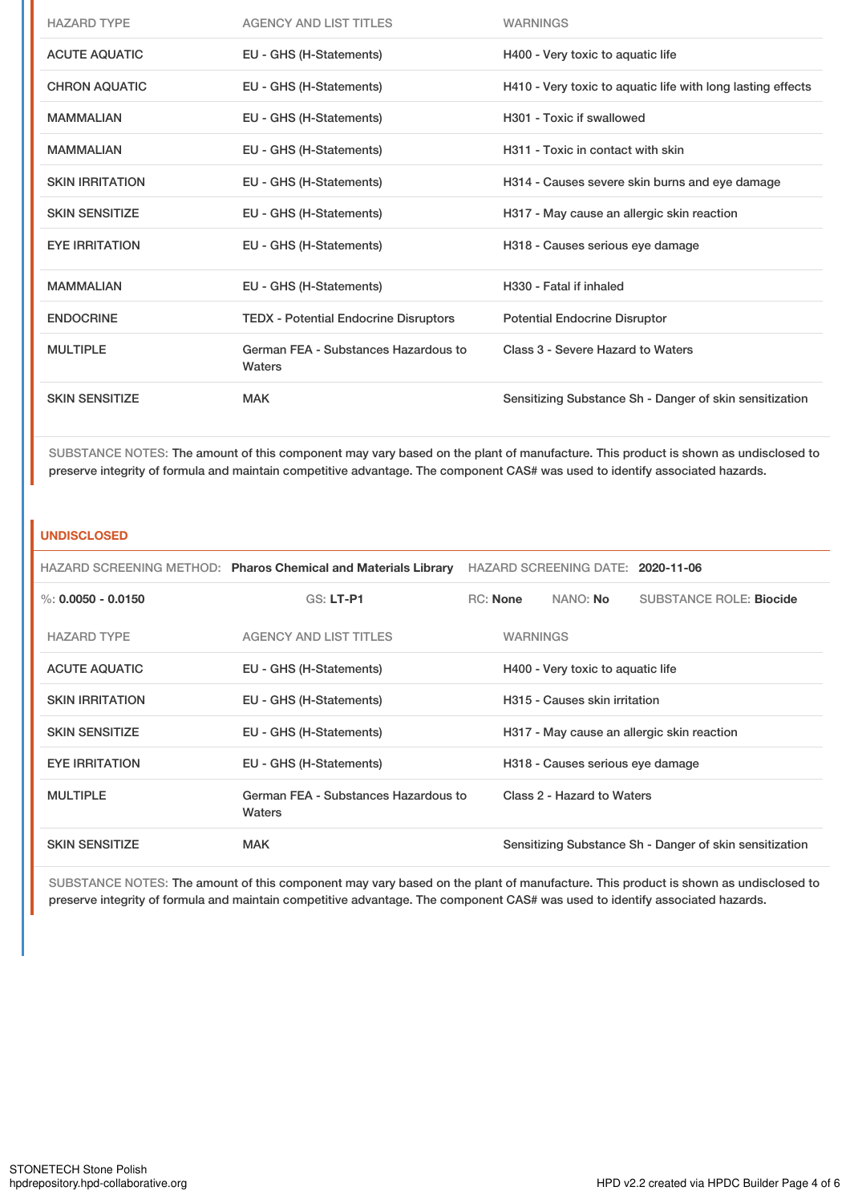| HAZARD TYPE | AGENCY AND LIST TITLES | WARNINGS |
|---|---|---|
| ACUTE AQUATIC | EU - GHS (H-Statements) | H400 - Very toxic to aquatic life |
| CHRON AQUATIC | EU - GHS (H-Statements) | H410 - Very toxic to aquatic life with long lasting effects |
| MAMMALIAN | EU - GHS (H-Statements) | H301 - Toxic if swallowed |
| MAMMALIAN | EU - GHS (H-Statements) | H311 - Toxic in contact with skin |
| SKIN IRRITATION | EU - GHS (H-Statements) | H314 - Causes severe skin burns and eye damage |
| SKIN SENSITIZE | EU - GHS (H-Statements) | H317 - May cause an allergic skin reaction |
| EYE IRRITATION | EU - GHS (H-Statements) | H318 - Causes serious eye damage |
| MAMMALIAN | EU - GHS (H-Statements) | H330 - Fatal if inhaled |
| ENDOCRINE | TEDX - Potential Endocrine Disruptors | Potential Endocrine Disruptor |
| MULTIPLE | German FEA - Substances Hazardous to Waters | Class 3 - Severe Hazard to Waters |
| SKIN SENSITIZE | MAK | Sensitizing Substance Sh - Danger of skin sensitization |

SUBSTANCE NOTES: The amount of this component may vary based on the plant of manufacture. This product is shown as undisclosed to preserve integrity of formula and maintain competitive advantage. The component CAS# was used to identify associated hazards.

## UNDISCLOSED

HAZARD SCREENING METHOD: **Pharos Chemical and Materials Library** HAZARD SCREENING DATE: **2020-11-06**

%: **0.0050 - 0.0150** GS: **LT-P1** RC: **None** NANO: **No** SUBSTANCE ROLE: **Biocide**

| HAZARD TYPE | AGENCY AND LIST TITLES | WARNINGS |
|---|---|---|
| ACUTE AQUATIC | EU - GHS (H-Statements) | H400 - Very toxic to aquatic life |
| SKIN IRRITATION | EU - GHS (H-Statements) | H315 - Causes skin irritation |
| SKIN SENSITIZE | EU - GHS (H-Statements) | H317 - May cause an allergic skin reaction |
| EYE IRRITATION | EU - GHS (H-Statements) | H318 - Causes serious eye damage |
| MULTIPLE | German FEA - Substances Hazardous to Waters | Class 2 - Hazard to Waters |
| SKIN SENSITIZE | MAK | Sensitizing Substance Sh - Danger of skin sensitization |

SUBSTANCE NOTES: The amount of this component may vary based on the plant of manufacture. This product is shown as undisclosed to preserve integrity of formula and maintain competitive advantage. The component CAS# was used to identify associated hazards.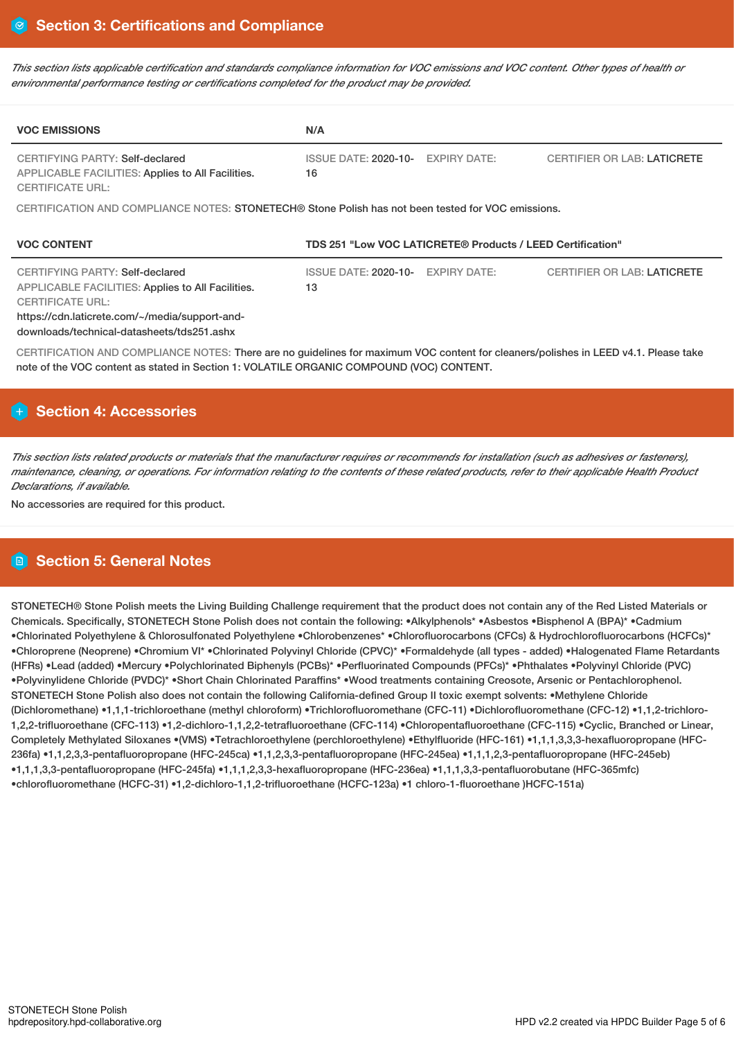## Section 3: Certifications and Compliance

*This section lists applicable certification and standards compliance information for VOC emissions and VOC content. Other types of health or environmental performance testing or certifications completed for the product may be provided.*

| VOC EMISSIONS | N/A | | |
|---|---|---|---|
| CERTIFYING PARTY: Self-declared<br>APPLICABLE FACILITIES: Applies to All Facilities.<br>CERTIFICATE URL: | ISSUE DATE: 2020-10-16 | EXPIRY DATE: | CERTIFIER OR LAB: LATICRETE |

CERTIFICATION AND COMPLIANCE NOTES: STONETECH® Stone Polish has not been tested for VOC emissions.

| VOC CONTENT | TDS 251 "Low VOC LATICRETE® Products / LEED Certification" | | |
|---|---|---|---|
| CERTIFYING PARTY: Self-declared<br>APPLICABLE FACILITIES: Applies to All Facilities.<br>CERTIFICATE URL:<br>https://cdn.laticrete.com/~/media/support-and-downloads/technical-datasheets/tds251.ashx | ISSUE DATE: 2020-10-13 | EXPIRY DATE: | CERTIFIER OR LAB: LATICRETE |

CERTIFICATION AND COMPLIANCE NOTES: There are no guidelines for maximum VOC content for cleaners/polishes in LEED v4.1. Please take note of the VOC content as stated in Section 1: VOLATILE ORGANIC COMPOUND (VOC) CONTENT.

## Section 4: Accessories

*This section lists related products or materials that the manufacturer requires or recommends for installation (such as adhesives or fasteners), maintenance, cleaning, or operations. For information relating to the contents of these related products, refer to their applicable Health Product Declarations, if available.*

No accessories are required for this product.

## Section 5: General Notes

STONETECH® Stone Polish meets the Living Building Challenge requirement that the product does not contain any of the Red Listed Materials or Chemicals. Specifically, STONETECH Stone Polish does not contain the following: •Alkylphenols* •Asbestos •Bisphenol A (BPA)* •Cadmium •Chlorinated Polyethylene & Chlorosulfonated Polyethylene •Chlorobenzenes* •Chlorofluorocarbons (CFCs) & Hydrochlorofluorocarbons (HCFCs)* •Chloroprene (Neoprene) •Chromium VI* •Chlorinated Polyvinyl Chloride (CPVC)* •Formaldehyde (all types - added) •Halogenated Flame Retardants (HFRs) •Lead (added) •Mercury •Polychlorinated Biphenyls (PCBs)* •Perfluorinated Compounds (PFCs)* •Phthalates •Polyvinyl Chloride (PVC) •Polyvinylidene Chloride (PVDC)* •Short Chain Chlorinated Paraffins* •Wood treatments containing Creosote, Arsenic or Pentachlorophenol. STONETECH Stone Polish also does not contain the following California-defined Group II toxic exempt solvents: •Methylene Chloride (Dichloromethane) •1,1,1-trichloroethane (methyl chloroform) •Trichlorofluoromethane (CFC-11) •Dichlorofluoromethane (CFC-12) •1,1,2-trichloro-1,2,2-trifluoroethane (CFC-113) •1,2-dichloro-1,1,2,2-tetrafluoroethane (CFC-114) •Chloropentafluoroethane (CFC-115) •Cyclic, Branched or Linear, Completely Methylated Siloxanes •(VMS) •Tetrachloroethylene (perchloroethylene) •Ethylfluoride (HFC-161) •1,1,1,3,3,3-hexafluoropropane (HFC-236fa) •1,1,2,3,3-pentafluoropropane (HFC-245ca) •1,1,2,3,3-pentafluoropropane (HFC-245ea) •1,1,1,2,3-pentafluoropropane (HFC-245eb) •1,1,1,3,3-pentafluoropropane (HFC-245fa) •1,1,1,2,3,3-hexafluoropropane (HFC-236ea) •1,1,1,3,3-pentafluorobutane (HFC-365mfc) •chlorofluoromethane (HCFC-31) •1,2-dichloro-1,1,2-trifluoroethane (HCFC-123a) •1 chloro-1-fluoroethane )HCFC-151a)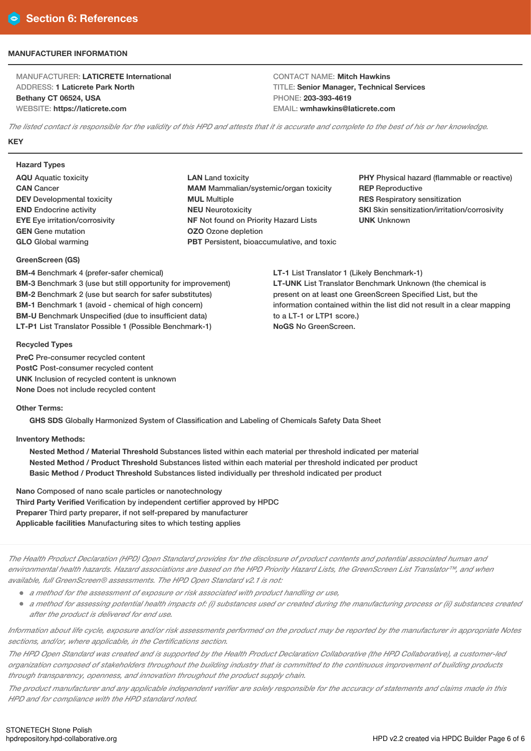# Section 6: References

## MANUFACTURER INFORMATION

MANUFACTURER: **LATICRETE International**
ADDRESS: **1 Laticrete Park North**
**Bethany CT 06524, USA**
WEBSITE: **https://laticrete.com**

CONTACT NAME: **Mitch Hawkins**
TITLE: **Senior Manager, Technical Services**
PHONE: **203-393-4619**
EMAIL: **wmhawkins@laticrete.com**

*The listed contact is responsible for the validity of this HPD and attests that it is accurate and complete to the best of his or her knowledge.*

## KEY

### Hazard Types

**AQU** Aquatic toxicity
**CAN** Cancer
**DEV** Developmental toxicity
**END** Endocrine activity
**EYE** Eye irritation/corrosivity
**GEN** Gene mutation
**GLO** Global warming
**LAN** Land toxicity
**MAM** Mammalian/systemic/organ toxicity
**MUL** Multiple
**NEU** Neurotoxicity
**NF** Not found on Priority Hazard Lists
**OZO** Ozone depletion
**PBT** Persistent, bioaccumulative, and toxic
**PHY** Physical hazard (flammable or reactive)
**REP** Reproductive
**RES** Respiratory sensitization
**SKI** Skin sensitization/irritation/corrosivity
**UNK** Unknown

### GreenScreen (GS)

**BM-4** Benchmark 4 (prefer-safer chemical)
**BM-3** Benchmark 3 (use but still opportunity for improvement)
**BM-2** Benchmark 2 (use but search for safer substitutes)
**BM-1** Benchmark 1 (avoid - chemical of high concern)
**BM-U** Benchmark Unspecified (due to insufficient data)
**LT-P1** List Translator Possible 1 (Possible Benchmark-1)
**LT-1** List Translator 1 (Likely Benchmark-1)
**LT-UNK** List Translator Benchmark Unknown (the chemical is present on at least one GreenScreen Specified List, but the information contained within the list did not result in a clear mapping to a LT-1 or LTP1 score.)
**NoGS** No GreenScreen.

### Recycled Types

**PreC** Pre-consumer recycled content
**PostC** Post-consumer recycled content
**UNK** Inclusion of recycled content is unknown
**None** Does not include recycled content

### Other Terms:

**GHS SDS** Globally Harmonized System of Classification and Labeling of Chemicals Safety Data Sheet

### Inventory Methods:

**Nested Method / Material Threshold** Substances listed within each material per threshold indicated per material
**Nested Method / Product Threshold** Substances listed within each material per threshold indicated per product
**Basic Method / Product Threshold** Substances listed individually per threshold indicated per product

**Nano** Composed of nano scale particles or nanotechnology
**Third Party Verified** Verification by independent certifier approved by HPDC
**Preparer** Third party preparer, if not self-prepared by manufacturer
**Applicable facilities** Manufacturing sites to which testing applies

*The Health Product Declaration (HPD) Open Standard provides for the disclosure of product contents and potential associated human and environmental health hazards. Hazard associations are based on the HPD Priority Hazard Lists, the GreenScreen List Translator™, and when available, full GreenScreen® assessments. The HPD Open Standard v2.1 is not:*

- *a method for the assessment of exposure or risk associated with product handling or use,*
- *a method for assessing potential health impacts of: (i) substances used or created during the manufacturing process or (ii) substances created after the product is delivered for end use.*

*Information about life cycle, exposure and/or risk assessments performed on the product may be reported by the manufacturer in appropriate Notes sections, and/or, where applicable, in the Certifications section.*

*The HPD Open Standard was created and is supported by the Health Product Declaration Collaborative (the HPD Collaborative), a customer-led organization composed of stakeholders throughout the building industry that is committed to the continuous improvement of building products through transparency, openness, and innovation throughout the product supply chain.*

*The product manufacturer and any applicable independent verifier are solely responsible for the accuracy of statements and claims made in this HPD and for compliance with the HPD standard noted.*